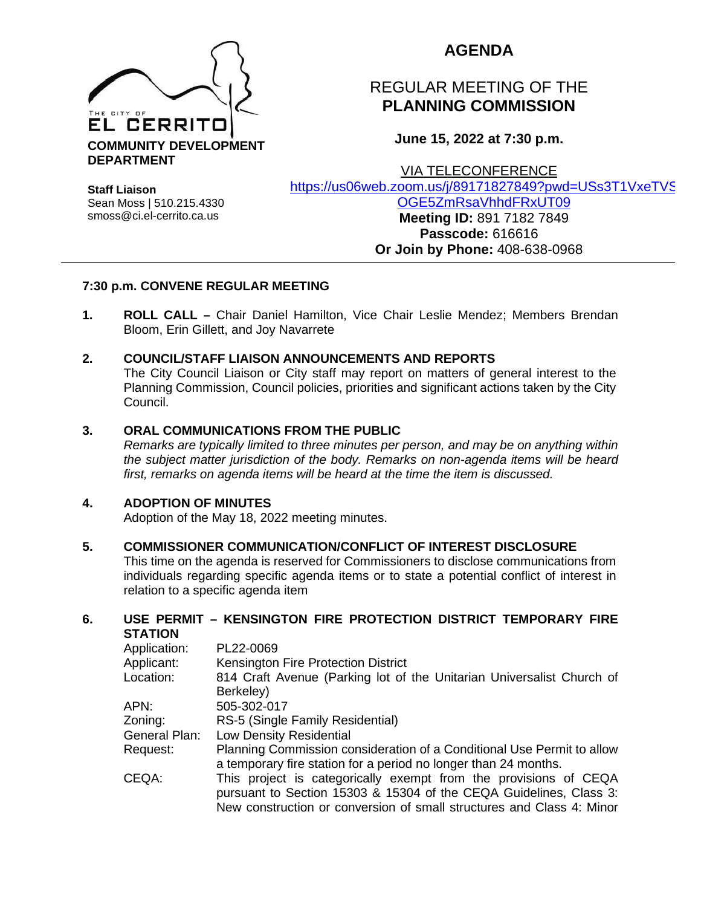THE CITY OF
EL CERRITO
**COMMUNITY DEVELOPMENT DEPARTMENT**

**Staff Liaison**
Sean Moss | 510.215.4330
smoss@ci.el-cerrito.ca.us

# AGENDA

## REGULAR MEETING OF THE **PLANNING COMMISSION**

**June 15, 2022 at 7:30 p.m.**

VIA TELECONFERENCE
https://us06web.zoom.us/j/89171827849?pwd=USs3T1VxeTVSOGE5ZmRsaVhhdFRxUT09
**Meeting ID:** 891 7182 7849
**Passcode:** 616616
**Or Join by Phone:** 408-638-0968

---

**7:30 p.m. CONVENE REGULAR MEETING**

**1. ROLL CALL –** Chair Daniel Hamilton, Vice Chair Leslie Mendez; Members Brendan Bloom, Erin Gillett, and Joy Navarrete

**2. COUNCIL/STAFF LIAISON ANNOUNCEMENTS AND REPORTS**
The City Council Liaison or City staff may report on matters of general interest to the Planning Commission, Council policies, priorities and significant actions taken by the City Council.

**3. ORAL COMMUNICATIONS FROM THE PUBLIC**
*Remarks are typically limited to three minutes per person, and may be on anything within the subject matter jurisdiction of the body. Remarks on non-agenda items will be heard first, remarks on agenda items will be heard at the time the item is discussed.*

**4. ADOPTION OF MINUTES**
Adoption of the May 18, 2022 meeting minutes.

**5. COMMISSIONER COMMUNICATION/CONFLICT OF INTEREST DISCLOSURE**
This time on the agenda is reserved for Commissioners to disclose communications from individuals regarding specific agenda items or to state a potential conflict of interest in relation to a specific agenda item

**6. USE PERMIT – KENSINGTON FIRE PROTECTION DISTRICT TEMPORARY FIRE STATION**

| | |
|---|---|
| Application: | PL22-0069 |
| Applicant: | Kensington Fire Protection District |
| Location: | 814 Craft Avenue (Parking lot of the Unitarian Universalist Church of Berkeley) |
| APN: | 505-302-017 |
| Zoning: | RS-5 (Single Family Residential) |
| General Plan: | Low Density Residential |
| Request: | Planning Commission consideration of a Conditional Use Permit to allow a temporary fire station for a period no longer than 24 months. |
| CEQA: | This project is categorically exempt from the provisions of CEQA pursuant to Section 15303 & 15304 of the CEQA Guidelines, Class 3: New construction or conversion of small structures and Class 4: Minor |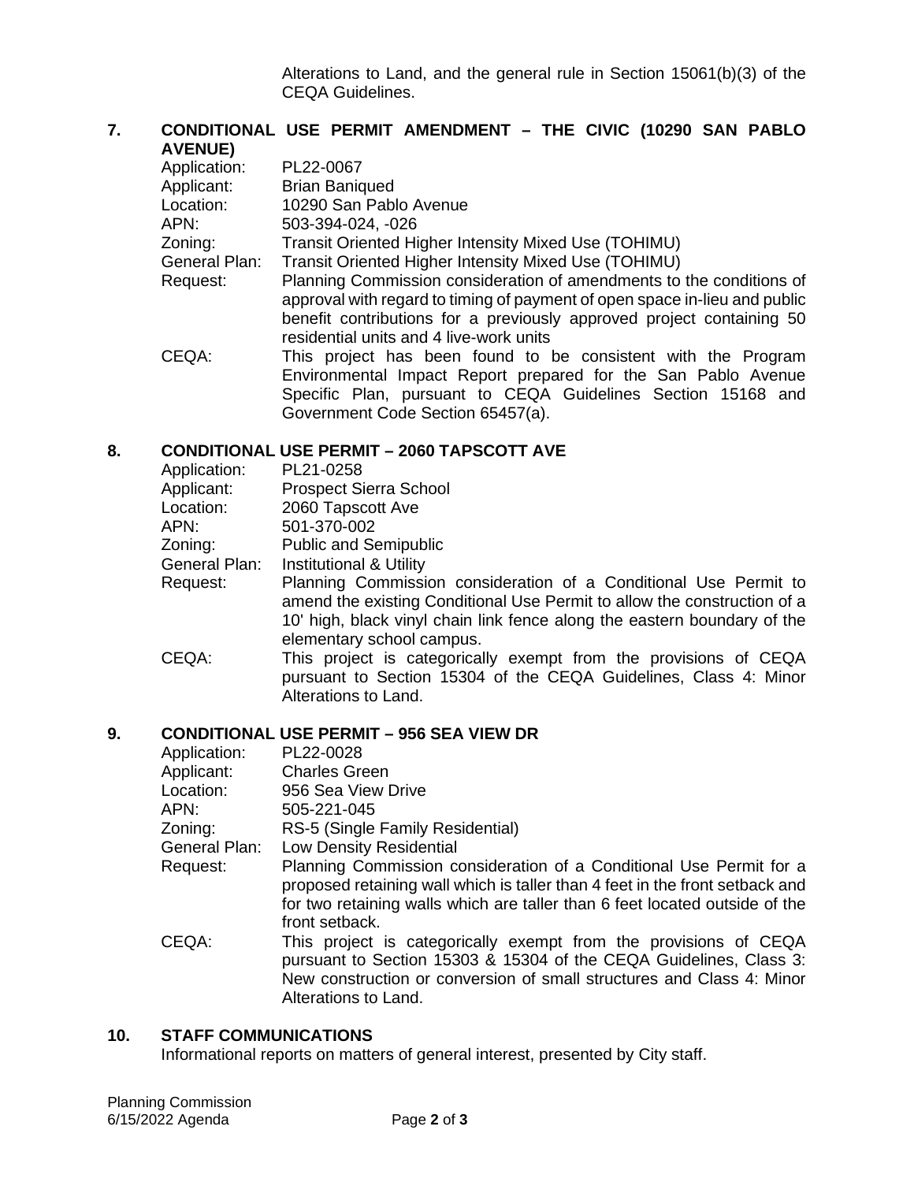Alterations to Land, and the general rule in Section 15061(b)(3) of the CEQA Guidelines.

**7. CONDITIONAL USE PERMIT AMENDMENT – THE CIVIC (10290 SAN PABLO AVENUE)**

Application: PL22-0067
Applicant: Brian Baniqued
Location: 10290 San Pablo Avenue
APN: 503-394-024, -026
Zoning: Transit Oriented Higher Intensity Mixed Use (TOHIMU)
General Plan: Transit Oriented Higher Intensity Mixed Use (TOHIMU)
Request: Planning Commission consideration of amendments to the conditions of approval with regard to timing of payment of open space in-lieu and public benefit contributions for a previously approved project containing 50 residential units and 4 live-work units
CEQA: This project has been found to be consistent with the Program Environmental Impact Report prepared for the San Pablo Avenue Specific Plan, pursuant to CEQA Guidelines Section 15168 and Government Code Section 65457(a).

**8. CONDITIONAL USE PERMIT – 2060 TAPSCOTT AVE**

Application: PL21-0258
Applicant: Prospect Sierra School
Location: 2060 Tapscott Ave
APN: 501-370-002
Zoning: Public and Semipublic
General Plan: Institutional & Utility
Request: Planning Commission consideration of a Conditional Use Permit to amend the existing Conditional Use Permit to allow the construction of a 10' high, black vinyl chain link fence along the eastern boundary of the elementary school campus.
CEQA: This project is categorically exempt from the provisions of CEQA pursuant to Section 15304 of the CEQA Guidelines, Class 4: Minor Alterations to Land.

**9. CONDITIONAL USE PERMIT – 956 SEA VIEW DR**

Application: PL22-0028
Applicant: Charles Green
Location: 956 Sea View Drive
APN: 505-221-045
Zoning: RS-5 (Single Family Residential)
General Plan: Low Density Residential
Request: Planning Commission consideration of a Conditional Use Permit for a proposed retaining wall which is taller than 4 feet in the front setback and for two retaining walls which are taller than 6 feet located outside of the front setback.
CEQA: This project is categorically exempt from the provisions of CEQA pursuant to Section 15303 & 15304 of the CEQA Guidelines, Class 3: New construction or conversion of small structures and Class 4: Minor Alterations to Land.

**10. STAFF COMMUNICATIONS**

Informational reports on matters of general interest, presented by City staff.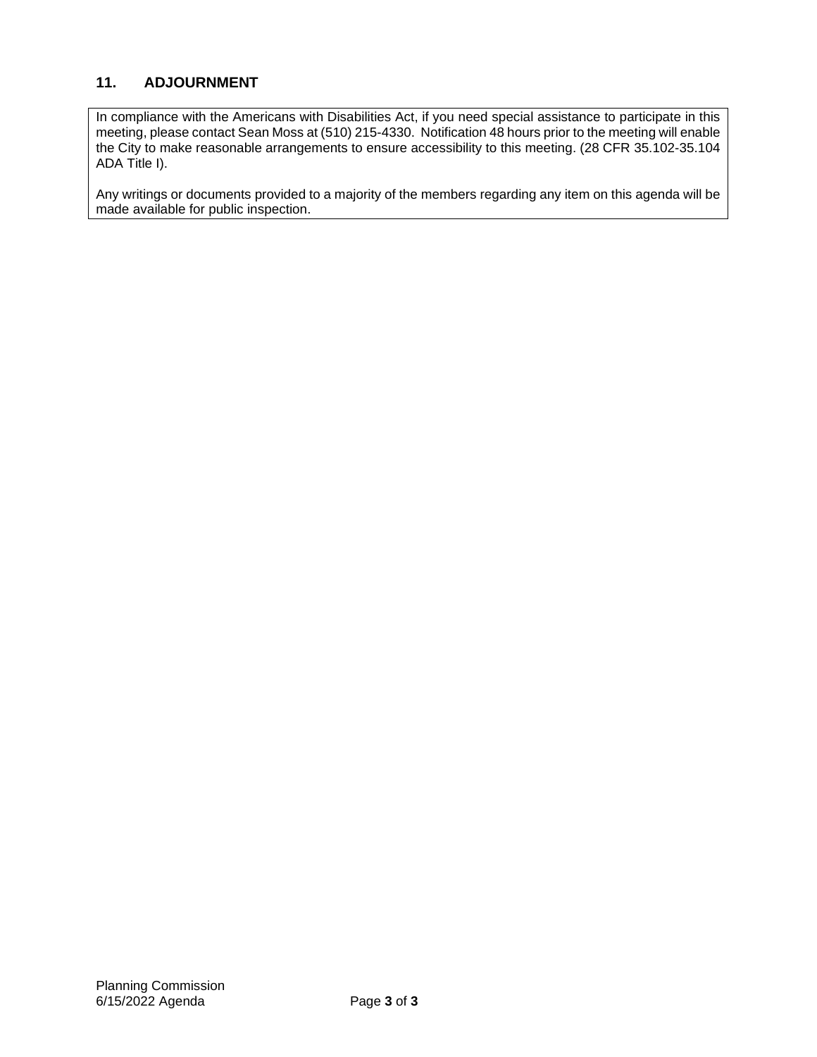## 11. ADJOURNMENT

In compliance with the Americans with Disabilities Act, if you need special assistance to participate in this meeting, please contact Sean Moss at (510) 215-4330. Notification 48 hours prior to the meeting will enable the City to make reasonable arrangements to ensure accessibility to this meeting. (28 CFR 35.102-35.104 ADA Title I).

Any writings or documents provided to a majority of the members regarding any item on this agenda will be made available for public inspection.